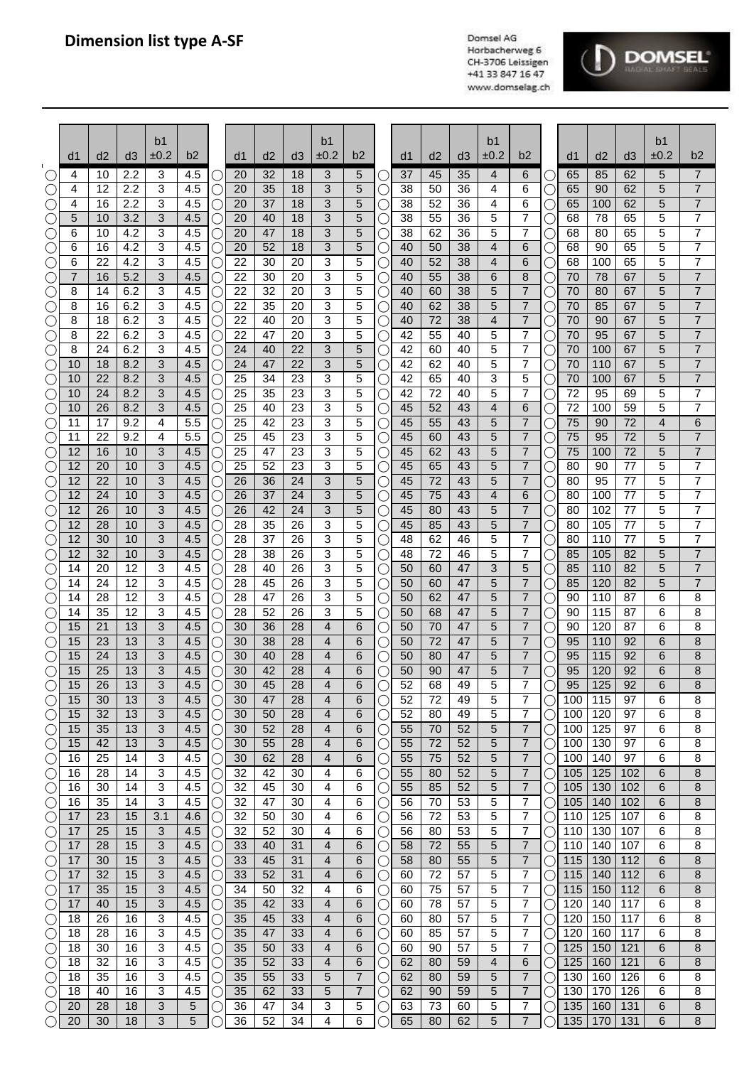# Dimension list type A-SF

Domsel AG
Horbacherweg 6
CH-3706 Leissigen
+41 33 847 16 47
www.domselag.ch

| d1 | d2 | d3 | b1 ±0.2 | b2 | d1 | d2 | d3 | b1 ±0.2 | b2 | d1 | d2 | d3 | b1 ±0.2 | b2 | d1 | d2 | d3 | b1 ±0.2 | b2 |
|---|---|---|---|---|---|---|---|---|---|---|---|---|---|---|---|---|---|---|---|
| 4 | 10 | 2.2 | 3 | 4.5 | 20 | 32 | 18 | 3 | 5 | 37 | 45 | 35 | 4 | 6 | 65 | 85 | 62 | 5 | 7 |
| 4 | 12 | 2.2 | 3 | 4.5 | 20 | 35 | 18 | 3 | 5 | 38 | 50 | 36 | 4 | 6 | 65 | 90 | 62 | 5 | 7 |
| 4 | 16 | 2.2 | 3 | 4.5 | 20 | 37 | 18 | 3 | 5 | 38 | 52 | 36 | 4 | 6 | 65 | 100 | 62 | 5 | 7 |
| 5 | 10 | 3.2 | 3 | 4.5 | 20 | 40 | 18 | 3 | 5 | 38 | 55 | 36 | 5 | 7 | 68 | 78 | 65 | 5 | 7 |
| 6 | 10 | 4.2 | 3 | 4.5 | 20 | 47 | 18 | 3 | 5 | 38 | 62 | 36 | 5 | 7 | 68 | 80 | 65 | 5 | 7 |
| 6 | 16 | 4.2 | 3 | 4.5 | 20 | 52 | 18 | 3 | 5 | 40 | 50 | 38 | 4 | 6 | 68 | 90 | 65 | 5 | 7 |
| 6 | 22 | 4.2 | 3 | 4.5 | 22 | 30 | 20 | 3 | 5 | 40 | 52 | 38 | 4 | 6 | 68 | 100 | 65 | 5 | 7 |
| 7 | 16 | 5.2 | 3 | 4.5 | 22 | 30 | 20 | 3 | 5 | 40 | 55 | 38 | 6 | 8 | 70 | 78 | 67 | 5 | 7 |
| 8 | 14 | 6.2 | 3 | 4.5 | 22 | 32 | 20 | 3 | 5 | 40 | 60 | 38 | 5 | 7 | 70 | 80 | 67 | 5 | 7 |
| 8 | 16 | 6.2 | 3 | 4.5 | 22 | 35 | 20 | 3 | 5 | 40 | 62 | 38 | 5 | 7 | 70 | 85 | 67 | 5 | 7 |
| 8 | 18 | 6.2 | 3 | 4.5 | 22 | 40 | 20 | 3 | 5 | 40 | 72 | 38 | 4 | 7 | 70 | 90 | 67 | 5 | 7 |
| 8 | 22 | 6.2 | 3 | 4.5 | 22 | 47 | 20 | 3 | 5 | 42 | 55 | 40 | 5 | 7 | 70 | 95 | 67 | 5 | 7 |
| 8 | 24 | 6.2 | 3 | 4.5 | 24 | 40 | 22 | 3 | 5 | 42 | 60 | 40 | 5 | 7 | 70 | 100 | 67 | 5 | 7 |
| 10 | 18 | 8.2 | 3 | 4.5 | 24 | 47 | 22 | 3 | 5 | 42 | 62 | 40 | 5 | 7 | 70 | 110 | 67 | 5 | 7 |
| 10 | 22 | 8.2 | 3 | 4.5 | 25 | 34 | 23 | 3 | 5 | 42 | 65 | 40 | 3 | 5 | 70 | 100 | 67 | 5 | 7 |
| 10 | 24 | 8.2 | 3 | 4.5 | 25 | 35 | 23 | 3 | 5 | 42 | 72 | 40 | 5 | 7 | 72 | 95 | 69 | 5 | 7 |
| 10 | 26 | 8.2 | 3 | 4.5 | 25 | 40 | 23 | 3 | 5 | 45 | 52 | 43 | 4 | 6 | 72 | 100 | 59 | 5 | 7 |
| 11 | 17 | 9.2 | 4 | 5.5 | 25 | 42 | 23 | 3 | 5 | 45 | 55 | 43 | 5 | 7 | 75 | 90 | 72 | 4 | 6 |
| 11 | 22 | 9.2 | 4 | 5.5 | 25 | 45 | 23 | 3 | 5 | 45 | 60 | 43 | 5 | 7 | 75 | 95 | 72 | 5 | 7 |
| 12 | 16 | 10 | 3 | 4.5 | 25 | 47 | 23 | 3 | 5 | 45 | 62 | 43 | 5 | 7 | 75 | 100 | 72 | 5 | 7 |
| 12 | 20 | 10 | 3 | 4.5 | 25 | 52 | 23 | 3 | 5 | 45 | 65 | 43 | 5 | 7 | 80 | 90 | 77 | 5 | 7 |
| 12 | 22 | 10 | 3 | 4.5 | 26 | 36 | 24 | 3 | 5 | 45 | 72 | 43 | 5 | 7 | 80 | 95 | 77 | 5 | 7 |
| 12 | 24 | 10 | 3 | 4.5 | 26 | 37 | 24 | 3 | 5 | 45 | 75 | 43 | 4 | 6 | 80 | 100 | 77 | 5 | 7 |
| 12 | 26 | 10 | 3 | 4.5 | 26 | 42 | 24 | 3 | 5 | 45 | 80 | 43 | 5 | 7 | 80 | 102 | 77 | 5 | 7 |
| 12 | 28 | 10 | 3 | 4.5 | 28 | 35 | 26 | 3 | 5 | 45 | 85 | 43 | 5 | 7 | 80 | 105 | 77 | 5 | 7 |
| 12 | 30 | 10 | 3 | 4.5 | 28 | 37 | 26 | 3 | 5 | 48 | 62 | 46 | 5 | 7 | 80 | 110 | 77 | 5 | 7 |
| 12 | 32 | 10 | 3 | 4.5 | 28 | 38 | 26 | 3 | 5 | 48 | 72 | 46 | 5 | 7 | 85 | 105 | 82 | 5 | 7 |
| 14 | 20 | 12 | 3 | 4.5 | 28 | 40 | 26 | 3 | 5 | 50 | 60 | 47 | 3 | 5 | 85 | 110 | 82 | 5 | 7 |
| 14 | 24 | 12 | 3 | 4.5 | 28 | 45 | 26 | 3 | 5 | 50 | 60 | 47 | 5 | 7 | 85 | 120 | 82 | 5 | 7 |
| 14 | 28 | 12 | 3 | 4.5 | 28 | 47 | 26 | 3 | 5 | 50 | 62 | 47 | 5 | 7 | 90 | 110 | 87 | 6 | 8 |
| 14 | 35 | 12 | 3 | 4.5 | 28 | 52 | 26 | 3 | 5 | 50 | 68 | 47 | 5 | 7 | 90 | 115 | 87 | 6 | 8 |
| 15 | 21 | 13 | 3 | 4.5 | 30 | 36 | 28 | 4 | 6 | 50 | 70 | 47 | 5 | 7 | 90 | 120 | 87 | 6 | 8 |
| 15 | 23 | 13 | 3 | 4.5 | 30 | 38 | 28 | 4 | 6 | 50 | 72 | 47 | 5 | 7 | 95 | 110 | 92 | 6 | 8 |
| 15 | 24 | 13 | 3 | 4.5 | 30 | 40 | 28 | 4 | 6 | 50 | 80 | 47 | 5 | 7 | 95 | 115 | 92 | 6 | 8 |
| 15 | 25 | 13 | 3 | 4.5 | 30 | 42 | 28 | 4 | 6 | 50 | 90 | 47 | 5 | 7 | 95 | 120 | 92 | 6 | 8 |
| 15 | 26 | 13 | 3 | 4.5 | 30 | 45 | 28 | 4 | 6 | 52 | 68 | 49 | 5 | 7 | 95 | 125 | 92 | 6 | 8 |
| 15 | 30 | 13 | 3 | 4.5 | 30 | 47 | 28 | 4 | 6 | 52 | 72 | 49 | 5 | 7 | 100 | 115 | 97 | 6 | 8 |
| 15 | 32 | 13 | 3 | 4.5 | 30 | 50 | 28 | 4 | 6 | 52 | 80 | 49 | 5 | 7 | 100 | 120 | 97 | 6 | 8 |
| 15 | 35 | 13 | 3 | 4.5 | 30 | 52 | 28 | 4 | 6 | 55 | 70 | 52 | 5 | 7 | 100 | 125 | 97 | 6 | 8 |
| 15 | 42 | 13 | 3 | 4.5 | 30 | 55 | 28 | 4 | 6 | 55 | 72 | 52 | 5 | 7 | 100 | 130 | 97 | 6 | 8 |
| 16 | 25 | 14 | 3 | 4.5 | 30 | 62 | 28 | 4 | 6 | 55 | 75 | 52 | 5 | 7 | 100 | 140 | 97 | 6 | 8 |
| 16 | 28 | 14 | 3 | 4.5 | 32 | 42 | 30 | 4 | 6 | 55 | 80 | 52 | 5 | 7 | 105 | 125 | 102 | 6 | 8 |
| 16 | 30 | 14 | 3 | 4.5 | 32 | 45 | 30 | 4 | 6 | 55 | 85 | 52 | 5 | 7 | 105 | 130 | 102 | 6 | 8 |
| 16 | 35 | 14 | 3 | 4.5 | 32 | 47 | 30 | 4 | 6 | 56 | 70 | 53 | 5 | 7 | 105 | 140 | 102 | 6 | 8 |
| 17 | 23 | 15 | 3.1 | 4.6 | 32 | 50 | 30 | 4 | 6 | 56 | 72 | 53 | 5 | 7 | 110 | 125 | 107 | 6 | 8 |
| 17 | 25 | 15 | 3 | 4.5 | 32 | 52 | 30 | 4 | 6 | 56 | 80 | 53 | 5 | 7 | 110 | 130 | 107 | 6 | 8 |
| 17 | 28 | 15 | 3 | 4.5 | 33 | 40 | 31 | 4 | 6 | 58 | 72 | 55 | 5 | 7 | 110 | 140 | 107 | 6 | 8 |
| 17 | 30 | 15 | 3 | 4.5 | 33 | 45 | 31 | 4 | 6 | 58 | 80 | 55 | 5 | 7 | 115 | 130 | 112 | 6 | 8 |
| 17 | 32 | 15 | 3 | 4.5 | 33 | 52 | 31 | 4 | 6 | 60 | 72 | 57 | 5 | 7 | 115 | 140 | 112 | 6 | 8 |
| 17 | 35 | 15 | 3 | 4.5 | 34 | 50 | 32 | 4 | 6 | 60 | 75 | 57 | 5 | 7 | 115 | 150 | 112 | 6 | 8 |
| 17 | 40 | 15 | 3 | 4.5 | 35 | 42 | 33 | 4 | 6 | 60 | 78 | 57 | 5 | 7 | 120 | 140 | 117 | 6 | 8 |
| 18 | 26 | 16 | 3 | 4.5 | 35 | 45 | 33 | 4 | 6 | 60 | 80 | 57 | 5 | 7 | 120 | 150 | 117 | 6 | 8 |
| 18 | 28 | 16 | 3 | 4.5 | 35 | 47 | 33 | 4 | 6 | 60 | 85 | 57 | 5 | 7 | 120 | 160 | 117 | 6 | 8 |
| 18 | 30 | 16 | 3 | 4.5 | 35 | 50 | 33 | 4 | 6 | 60 | 90 | 57 | 5 | 7 | 125 | 150 | 121 | 6 | 8 |
| 18 | 32 | 16 | 3 | 4.5 | 35 | 52 | 33 | 4 | 6 | 62 | 80 | 59 | 4 | 6 | 125 | 160 | 121 | 6 | 8 |
| 18 | 35 | 16 | 3 | 4.5 | 35 | 55 | 33 | 5 | 7 | 62 | 80 | 59 | 5 | 7 | 130 | 160 | 126 | 6 | 8 |
| 18 | 40 | 16 | 3 | 4.5 | 35 | 62 | 33 | 5 | 7 | 62 | 90 | 59 | 5 | 7 | 130 | 170 | 126 | 6 | 8 |
| 20 | 28 | 18 | 3 | 5 | 36 | 47 | 34 | 3 | 5 | 63 | 73 | 60 | 5 | 7 | 135 | 160 | 131 | 6 | 8 |
| 20 | 30 | 18 | 3 | 5 | 36 | 52 | 34 | 4 | 6 | 65 | 80 | 62 | 5 | 7 | 135 | 170 | 131 | 6 | 8 |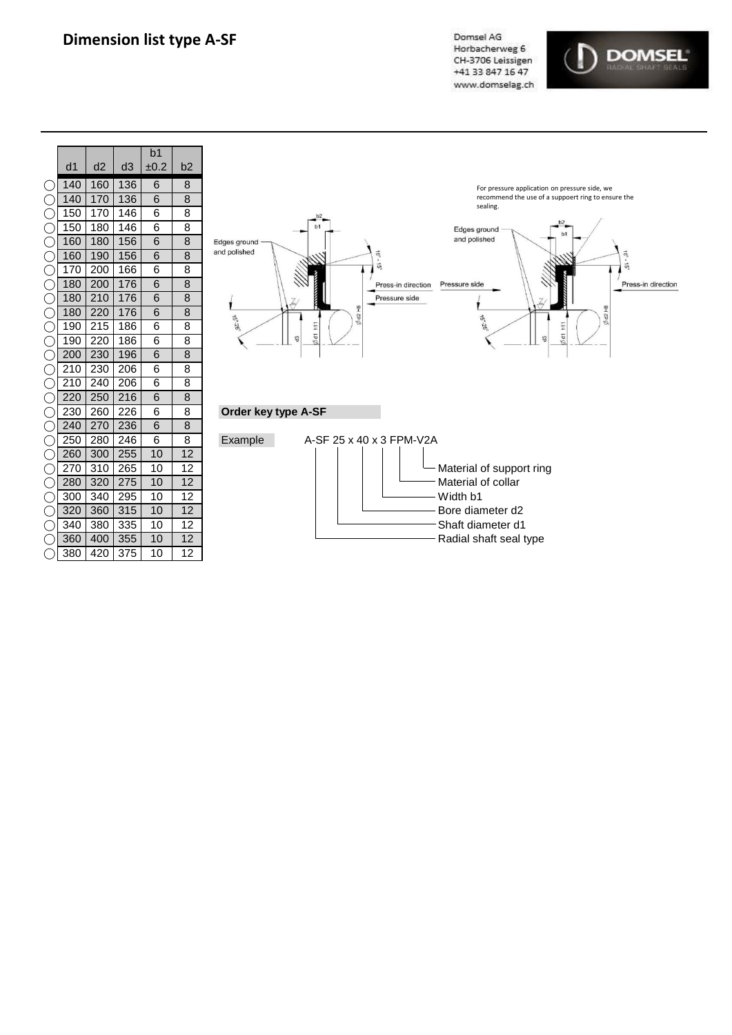# Dimension list type A-SF

Domsel AG
Horbacherweg 6
CH-3706 Leissigen
+41 33 847 16 47
www.domselag.ch

| d1 | d2 | d3 | b1 ±0.2 | b2 |
|---|---|---|---|---|
| 140 | 160 | 136 | 6 | 8 |
| 140 | 170 | 136 | 6 | 8 |
| 150 | 170 | 146 | 6 | 8 |
| 150 | 180 | 146 | 6 | 8 |
| 160 | 180 | 156 | 6 | 8 |
| 160 | 190 | 156 | 6 | 8 |
| 170 | 200 | 166 | 6 | 8 |
| 180 | 200 | 176 | 6 | 8 |
| 180 | 210 | 176 | 6 | 8 |
| 180 | 220 | 176 | 6 | 8 |
| 190 | 215 | 186 | 6 | 8 |
| 190 | 220 | 186 | 6 | 8 |
| 200 | 230 | 196 | 6 | 8 |
| 210 | 230 | 206 | 6 | 8 |
| 210 | 240 | 206 | 6 | 8 |
| 220 | 250 | 216 | 6 | 8 |
| 230 | 260 | 226 | 6 | 8 |
| 240 | 270 | 236 | 6 | 8 |
| 250 | 280 | 246 | 6 | 8 |
| 260 | 300 | 255 | 10 | 12 |
| 270 | 310 | 265 | 10 | 12 |
| 280 | 320 | 275 | 10 | 12 |
| 300 | 340 | 295 | 10 | 12 |
| 320 | 360 | 315 | 10 | 12 |
| 340 | 380 | 335 | 10 | 12 |
| 360 | 400 | 355 | 10 | 12 |
| 380 | 420 | 375 | 10 | 12 |

For pressure application on pressure side, we recommend the use of a suppoert ring to ensure the sealing.

Edges ground and polished
b2
b1
10° - 15°
15°-25°
Press-in direction
Pressure side
Ø d2 H8
Ø d1 h11
d3

Edges ground and polished
b2
b1
10° - 15°
15°-25°
Pressure side
Press-in direction
Ø d2 H8
Ø d1 h11
d3

**Order key type A-SF**

Example A-SF 25 x 40 x 3 FPM-V2A

- Material of support ring
- Material of collar
- Width b1
- Bore diameter d2
- Shaft diameter d1
- Radial shaft seal type